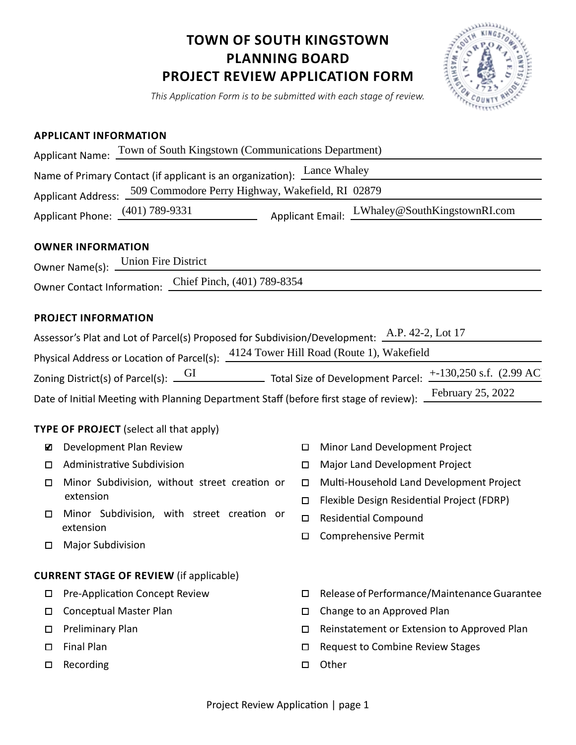# TOWN OF SOUTH KINGSTOWN
# PLANNING BOARD
# PROJECT REVIEW APPLICATION FORM

*This Application Form is to be submitted with each stage of review.*

## APPLICANT INFORMATION

Applicant Name: Town of South Kingstown (Communications Department)

Name of Primary Contact (if applicant is an organization): Lance Whaley

Applicant Address: 509 Commodore Perry Highway, Wakefield, RI 02879

Applicant Phone: (401) 789-9331 Applicant Email: LWhaley@SouthKingstownRI.com

## OWNER INFORMATION

Owner Name(s): Union Fire District

Owner Contact Information: Chief Pinch, (401) 789-8354

## PROJECT INFORMATION

Assessor's Plat and Lot of Parcel(s) Proposed for Subdivision/Development: A.P. 42-2, Lot 17

Physical Address or Location of Parcel(s): 4124 Tower Hill Road (Route 1), Wakefield

Zoning District(s) of Parcel(s): GI Total Size of Development Parcel: +-130,250 s.f. (2.99 AC

Date of Initial Meeting with Planning Department Staff (before first stage of review): February 25, 2022

## TYPE OF PROJECT (select all that apply)

- ☑ Development Plan Review
- ☐ Administrative Subdivision
- ☐ Minor Subdivision, without street creation or extension
- ☐ Minor Subdivision, with street creation or extension
- ☐ Major Subdivision
- ☐ Minor Land Development Project
- ☐ Major Land Development Project
- ☐ Multi-Household Land Development Project
- ☐ Flexible Design Residential Project (FDRP)
- ☐ Residential Compound
- ☐ Comprehensive Permit

## CURRENT STAGE OF REVIEW (if applicable)

- ☐ Pre-Application Concept Review
- ☐ Conceptual Master Plan
- ☐ Preliminary Plan
- ☐ Final Plan
- ☐ Recording
- ☐ Release of Performance/Maintenance Guarantee
- ☐ Change to an Approved Plan
- ☐ Reinstatement or Extension to Approved Plan
- ☐ Request to Combine Review Stages
- ☐ Other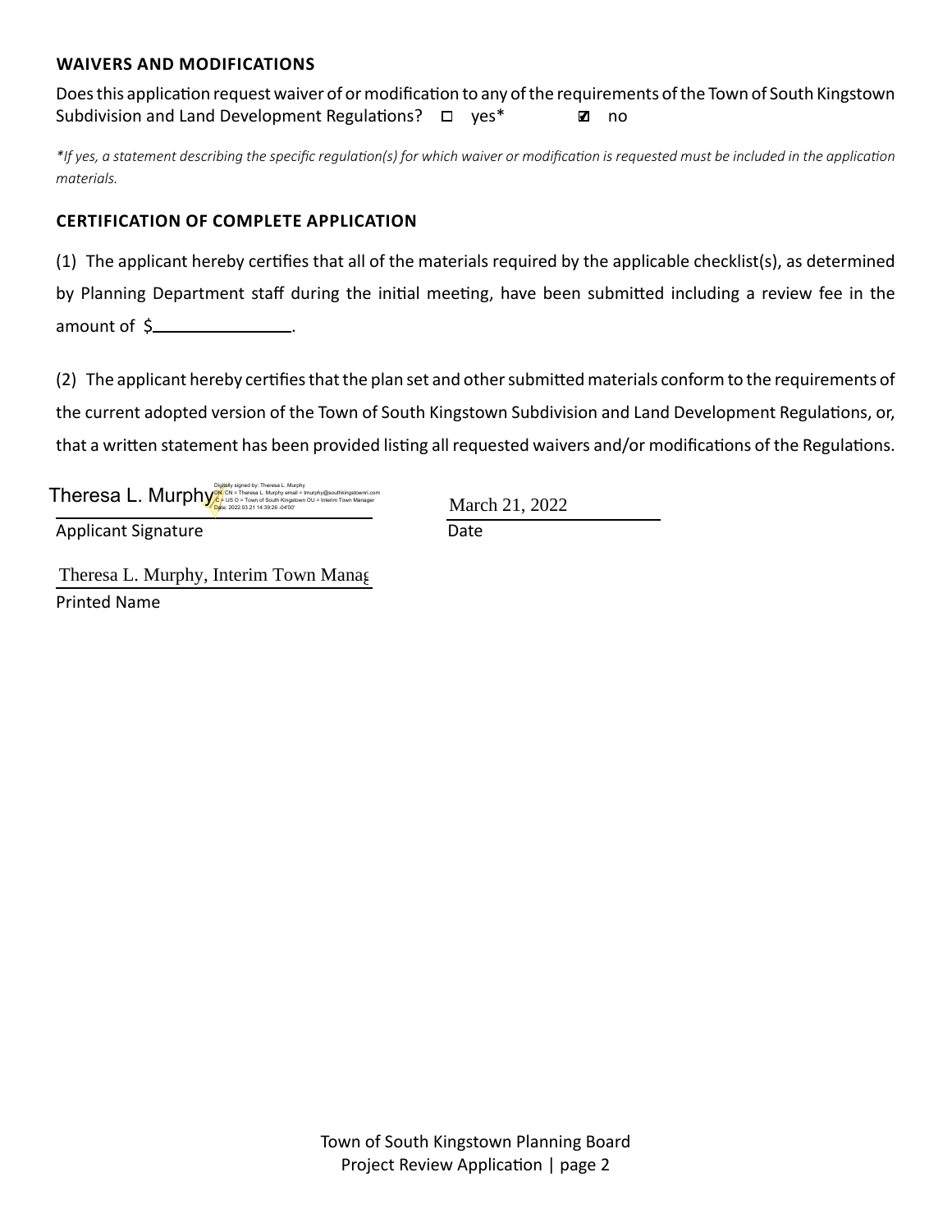## WAIVERS AND MODIFICATIONS

Does this application request waiver of or modification to any of the requirements of the Town of South Kingstown Subdivision and Land Development Regulations? ☐ yes* ☑ no

*\*If yes, a statement describing the specific regulation(s) for which waiver or modification is requested must be included in the application materials.*

## CERTIFICATION OF COMPLETE APPLICATION

(1) The applicant hereby certifies that all of the materials required by the applicable checklist(s), as determined by Planning Department staff during the initial meeting, have been submitted including a review fee in the amount of $\_\_\_\_\_\_\_\_\_\_\_\_\_\_\_\_.

(2) The applicant hereby certifies that the plan set and other submitted materials conform to the requirements of the current adopted version of the Town of South Kingstown Subdivision and Land Development Regulations, or, that a written statement has been provided listing all requested waivers and/or modifications of the Regulations.

Theresa L. Murphy
Digitally signed by: Theresa L. Murphy
DN: CN = Theresa L. Murphy email = tmurphy@southkingstownri.com C = US O = Town of South Kingstown OU = Interim Town Manager
Date: 2022.03.21 14:39:26 -04'00'

Applicant Signature

March 21, 2022

Date

Theresa L. Murphy, Interim Town Manag

Printed Name